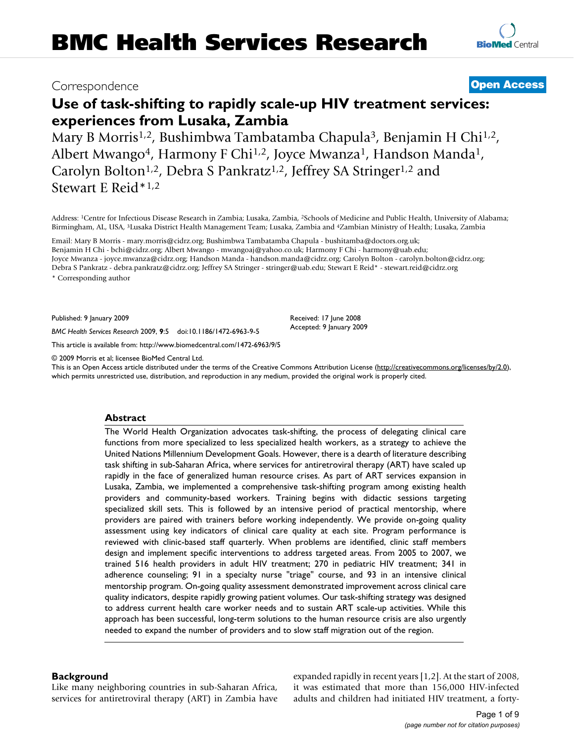# BMC Health Services Research

Correspondence

**Open Access**

# Use of task-shifting to rapidly scale-up HIV treatment services: experiences from Lusaka, Zambia

Mary B Morris[1,2], Bushimbwa Tambatamba Chapula[3], Benjamin H Chi[1,2], Albert Mwango[4], Harmony F Chi[1,2], Joyce Mwanza[1], Handson Manda[1], Carolyn Bolton[1,2], Debra S Pankratz[1,2], Jeffrey SA Stringer[1,2] and Stewart E Reid*[1,2]

Address: [1]Centre for Infectious Disease Research in Zambia; Lusaka, Zambia, [2]Schools of Medicine and Public Health, University of Alabama; Birmingham, AL, USA, [3]Lusaka District Health Management Team; Lusaka, Zambia and [4]Zambian Ministry of Health; Lusaka, Zambia

Email: Mary B Morris - mary.morris@cidrz.org; Bushimbwa Tambatamba Chapula - bushitamba@doctors.org.uk; Benjamin H Chi - bchi@cidrz.org; Albert Mwango - mwangoaj@yahoo.co.uk; Harmony F Chi - harmony@uab.edu; Joyce Mwanza - joyce.mwanza@cidrz.org; Handson Manda - handson.manda@cidrz.org; Carolyn Bolton - carolyn.bolton@cidrz.org; Debra S Pankratz - debra.pankratz@cidrz.org; Jeffrey SA Stringer - stringer@uab.edu; Stewart E Reid* - stewart.reid@cidrz.org

\* Corresponding author

Published: 9 January 2009

*BMC Health Services Research* 2009, **9**:5 doi:10.1186/1472-6963-9-5

Received: 17 June 2008
Accepted: 9 January 2009

This article is available from: http://www.biomedcentral.com/1472-6963/9/5

© 2009 Morris et al; licensee BioMed Central Ltd.
This is an Open Access article distributed under the terms of the Creative Commons Attribution License (http://creativecommons.org/licenses/by/2.0), which permits unrestricted use, distribution, and reproduction in any medium, provided the original work is properly cited.

## Abstract

The World Health Organization advocates task-shifting, the process of delegating clinical care functions from more specialized to less specialized health workers, as a strategy to achieve the United Nations Millennium Development Goals. However, there is a dearth of literature describing task shifting in sub-Saharan Africa, where services for antiretroviral therapy (ART) have scaled up rapidly in the face of generalized human resource crises. As part of ART services expansion in Lusaka, Zambia, we implemented a comprehensive task-shifting program among existing health providers and community-based workers. Training begins with didactic sessions targeting specialized skill sets. This is followed by an intensive period of practical mentorship, where providers are paired with trainers before working independently. We provide on-going quality assessment using key indicators of clinical care quality at each site. Program performance is reviewed with clinic-based staff quarterly. When problems are identified, clinic staff members design and implement specific interventions to address targeted areas. From 2005 to 2007, we trained 516 health providers in adult HIV treatment; 270 in pediatric HIV treatment; 341 in adherence counseling; 91 in a specialty nurse "triage" course, and 93 in an intensive clinical mentorship program. On-going quality assessment demonstrated improvement across clinical care quality indicators, despite rapidly growing patient volumes. Our task-shifting strategy was designed to address current health care worker needs and to sustain ART scale-up activities. While this approach has been successful, long-term solutions to the human resource crisis are also urgently needed to expand the number of providers and to slow staff migration out of the region.

## Background

Like many neighboring countries in sub-Saharan Africa, services for antiretroviral therapy (ART) in Zambia have expanded rapidly in recent years [1,2]. At the start of 2008, it was estimated that more than 156,000 HIV-infected adults and children had initiated HIV treatment, a forty-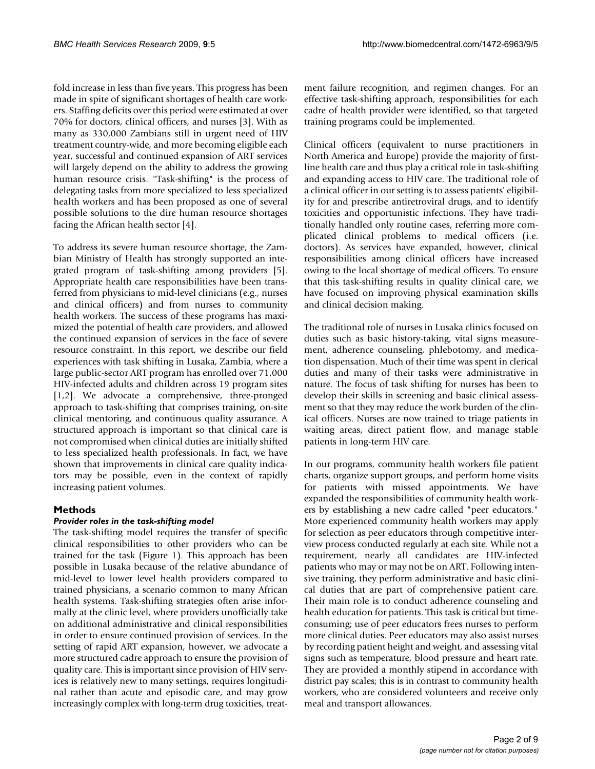fold increase in less than five years. This progress has been made in spite of significant shortages of health care workers. Staffing deficits over this period were estimated at over 70% for doctors, clinical officers, and nurses [3]. With as many as 330,000 Zambians still in urgent need of HIV treatment country-wide, and more becoming eligible each year, successful and continued expansion of ART services will largely depend on the ability to address the growing human resource crisis. "Task-shifting" is the process of delegating tasks from more specialized to less specialized health workers and has been proposed as one of several possible solutions to the dire human resource shortages facing the African health sector [4].

To address its severe human resource shortage, the Zambian Ministry of Health has strongly supported an integrated program of task-shifting among providers [5]. Appropriate health care responsibilities have been transferred from physicians to mid-level clinicians (e.g., nurses and clinical officers) and from nurses to community health workers. The success of these programs has maximized the potential of health care providers, and allowed the continued expansion of services in the face of severe resource constraint. In this report, we describe our field experiences with task shifting in Lusaka, Zambia, where a large public-sector ART program has enrolled over 71,000 HIV-infected adults and children across 19 program sites [1,2]. We advocate a comprehensive, three-pronged approach to task-shifting that comprises training, on-site clinical mentoring, and continuous quality assurance. A structured approach is important so that clinical care is not compromised when clinical duties are initially shifted to less specialized health professionals. In fact, we have shown that improvements in clinical care quality indicators may be possible, even in the context of rapidly increasing patient volumes.

## Methods

### *Provider roles in the task-shifting model*

The task-shifting model requires the transfer of specific clinical responsibilities to other providers who can be trained for the task (Figure 1). This approach has been possible in Lusaka because of the relative abundance of mid-level to lower level health providers compared to trained physicians, a scenario common to many African health systems. Task-shifting strategies often arise informally at the clinic level, where providers unofficially take on additional administrative and clinical responsibilities in order to ensure continued provision of services. In the setting of rapid ART expansion, however, we advocate a more structured cadre approach to ensure the provision of quality care. This is important since provision of HIV services is relatively new to many settings, requires longitudinal rather than acute and episodic care, and may grow increasingly complex with long-term drug toxicities, treatment failure recognition, and regimen changes. For an effective task-shifting approach, responsibilities for each cadre of health provider were identified, so that targeted training programs could be implemented.

Clinical officers (equivalent to nurse practitioners in North America and Europe) provide the majority of first-line health care and thus play a critical role in task-shifting and expanding access to HIV care. The traditional role of a clinical officer in our setting is to assess patients' eligibility for and prescribe antiretroviral drugs, and to identify toxicities and opportunistic infections. They have traditionally handled only routine cases, referring more complicated clinical problems to medical officers (i.e. doctors). As services have expanded, however, clinical responsibilities among clinical officers have increased owing to the local shortage of medical officers. To ensure that this task-shifting results in quality clinical care, we have focused on improving physical examination skills and clinical decision making.

The traditional role of nurses in Lusaka clinics focused on duties such as basic history-taking, vital signs measurement, adherence counseling, phlebotomy, and medication dispensation. Much of their time was spent in clerical duties and many of their tasks were administrative in nature. The focus of task shifting for nurses has been to develop their skills in screening and basic clinical assessment so that they may reduce the work burden of the clinical officers. Nurses are now trained to triage patients in waiting areas, direct patient flow, and manage stable patients in long-term HIV care.

In our programs, community health workers file patient charts, organize support groups, and perform home visits for patients with missed appointments. We have expanded the responsibilities of community health workers by establishing a new cadre called "peer educators." More experienced community health workers may apply for selection as peer educators through competitive interview process conducted regularly at each site. While not a requirement, nearly all candidates are HIV-infected patients who may or may not be on ART. Following intensive training, they perform administrative and basic clinical duties that are part of comprehensive patient care. Their main role is to conduct adherence counseling and health education for patients. This task is critical but time-consuming; use of peer educators frees nurses to perform more clinical duties. Peer educators may also assist nurses by recording patient height and weight, and assessing vital signs such as temperature, blood pressure and heart rate. They are provided a monthly stipend in accordance with district pay scales; this is in contrast to community health workers, who are considered volunteers and receive only meal and transport allowances.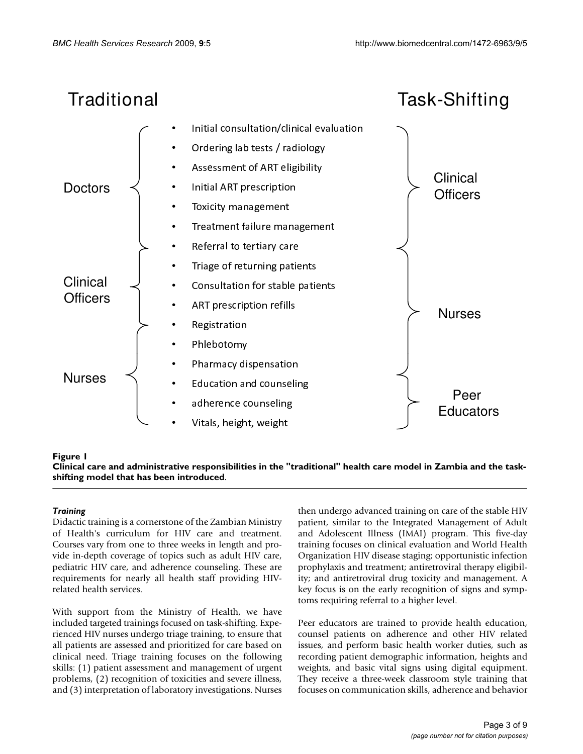| Traditional | Task | Task-Shifting |
|---|---|---|
| Doctors | Initial consultation/clinical evaluation | Clinical Officers |
| Doctors | Ordering lab tests / radiology | Clinical Officers |
| Doctors | Assessment of ART eligibility | Clinical Officers |
| Doctors | Initial ART prescription | Clinical Officers |
| Doctors | Toxicity management | Clinical Officers |
| Doctors | Treatment failure management | Clinical Officers |
| Doctors | Referral to tertiary care | Clinical Officers |
| Clinical Officers | Triage of returning patients | Nurses |
| Clinical Officers | Consultation for stable patients | Nurses |
| Clinical Officers | ART prescription refills | Nurses |
| Nurses | Registration | Nurses |
| Nurses | Phlebotomy | Nurses |
| Nurses | Pharmacy dispensation | Nurses |
| Nurses | Education and counseling | Peer Educators |
| Nurses | adherence counseling | Peer Educators |
| Nurses | Vitals, height, weight | Peer Educators |

**Figure 1**
**Clinical care and administrative responsibilities in the "traditional" health care model in Zambia and the task-shifting model that has been introduced**.

### *Training*

Didactic training is a cornerstone of the Zambian Ministry of Health's curriculum for HIV care and treatment. Courses vary from one to three weeks in length and provide in-depth coverage of topics such as adult HIV care, pediatric HIV care, and adherence counseling. These are requirements for nearly all health staff providing HIV-related health services.

With support from the Ministry of Health, we have included targeted trainings focused on task-shifting. Experienced HIV nurses undergo triage training, to ensure that all patients are assessed and prioritized for care based on clinical need. Triage training focuses on the following skills: (1) patient assessment and management of urgent problems, (2) recognition of toxicities and severe illness, and (3) interpretation of laboratory investigations. Nurses then undergo advanced training on care of the stable HIV patient, similar to the Integrated Management of Adult and Adolescent Illness (IMAI) program. This five-day training focuses on clinical evaluation and World Health Organization HIV disease staging; opportunistic infection prophylaxis and treatment; antiretroviral therapy eligibility; and antiretroviral drug toxicity and management. A key focus is on the early recognition of signs and symptoms requiring referral to a higher level.

Peer educators are trained to provide health education, counsel patients on adherence and other HIV related issues, and perform basic health worker duties, such as recording patient demographic information, heights and weights, and basic vital signs using digital equipment. They receive a three-week classroom style training that focuses on communication skills, adherence and behavior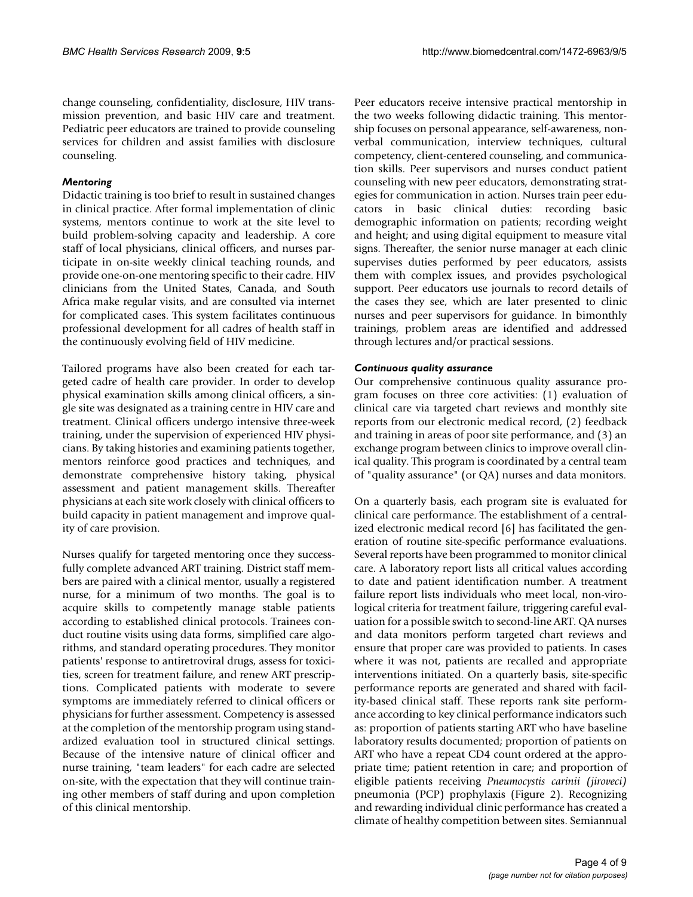change counseling, confidentiality, disclosure, HIV transmission prevention, and basic HIV care and treatment. Pediatric peer educators are trained to provide counseling services for children and assist families with disclosure counseling.

### *Mentoring*

Didactic training is too brief to result in sustained changes in clinical practice. After formal implementation of clinic systems, mentors continue to work at the site level to build problem-solving capacity and leadership. A core staff of local physicians, clinical officers, and nurses participate in on-site weekly clinical teaching rounds, and provide one-on-one mentoring specific to their cadre. HIV clinicians from the United States, Canada, and South Africa make regular visits, and are consulted via internet for complicated cases. This system facilitates continuous professional development for all cadres of health staff in the continuously evolving field of HIV medicine.

Tailored programs have also been created for each targeted cadre of health care provider. In order to develop physical examination skills among clinical officers, a single site was designated as a training centre in HIV care and treatment. Clinical officers undergo intensive three-week training, under the supervision of experienced HIV physicians. By taking histories and examining patients together, mentors reinforce good practices and techniques, and demonstrate comprehensive history taking, physical assessment and patient management skills. Thereafter physicians at each site work closely with clinical officers to build capacity in patient management and improve quality of care provision.

Nurses qualify for targeted mentoring once they successfully complete advanced ART training. District staff members are paired with a clinical mentor, usually a registered nurse, for a minimum of two months. The goal is to acquire skills to competently manage stable patients according to established clinical protocols. Trainees conduct routine visits using data forms, simplified care algorithms, and standard operating procedures. They monitor patients' response to antiretroviral drugs, assess for toxicities, screen for treatment failure, and renew ART prescriptions. Complicated patients with moderate to severe symptoms are immediately referred to clinical officers or physicians for further assessment. Competency is assessed at the completion of the mentorship program using standardized evaluation tool in structured clinical settings. Because of the intensive nature of clinical officer and nurse training, "team leaders" for each cadre are selected on-site, with the expectation that they will continue training other members of staff during and upon completion of this clinical mentorship.

Peer educators receive intensive practical mentorship in the two weeks following didactic training. This mentorship focuses on personal appearance, self-awareness, nonverbal communication, interview techniques, cultural competency, client-centered counseling, and communication skills. Peer supervisors and nurses conduct patient counseling with new peer educators, demonstrating strategies for communication in action. Nurses train peer educators in basic clinical duties: recording basic demographic information on patients; recording weight and height; and using digital equipment to measure vital signs. Thereafter, the senior nurse manager at each clinic supervises duties performed by peer educators, assists them with complex issues, and provides psychological support. Peer educators use journals to record details of the cases they see, which are later presented to clinic nurses and peer supervisors for guidance. In bimonthly trainings, problem areas are identified and addressed through lectures and/or practical sessions.

### *Continuous quality assurance*

Our comprehensive continuous quality assurance program focuses on three core activities: (1) evaluation of clinical care via targeted chart reviews and monthly site reports from our electronic medical record, (2) feedback and training in areas of poor site performance, and (3) an exchange program between clinics to improve overall clinical quality. This program is coordinated by a central team of "quality assurance" (or QA) nurses and data monitors.

On a quarterly basis, each program site is evaluated for clinical care performance. The establishment of a centralized electronic medical record [6] has facilitated the generation of routine site-specific performance evaluations. Several reports have been programmed to monitor clinical care. A laboratory report lists all critical values according to date and patient identification number. A treatment failure report lists individuals who meet local, non-virological criteria for treatment failure, triggering careful evaluation for a possible switch to second-line ART. QA nurses and data monitors perform targeted chart reviews and ensure that proper care was provided to patients. In cases where it was not, patients are recalled and appropriate interventions initiated. On a quarterly basis, site-specific performance reports are generated and shared with facility-based clinical staff. These reports rank site performance according to key clinical performance indicators such as: proportion of patients starting ART who have baseline laboratory results documented; proportion of patients on ART who have a repeat CD4 count ordered at the appropriate time; patient retention in care; and proportion of eligible patients receiving *Pneumocystis carinii (jiroveci)* pneumonia (PCP) prophylaxis (Figure 2). Recognizing and rewarding individual clinic performance has created a climate of healthy competition between sites. Semiannual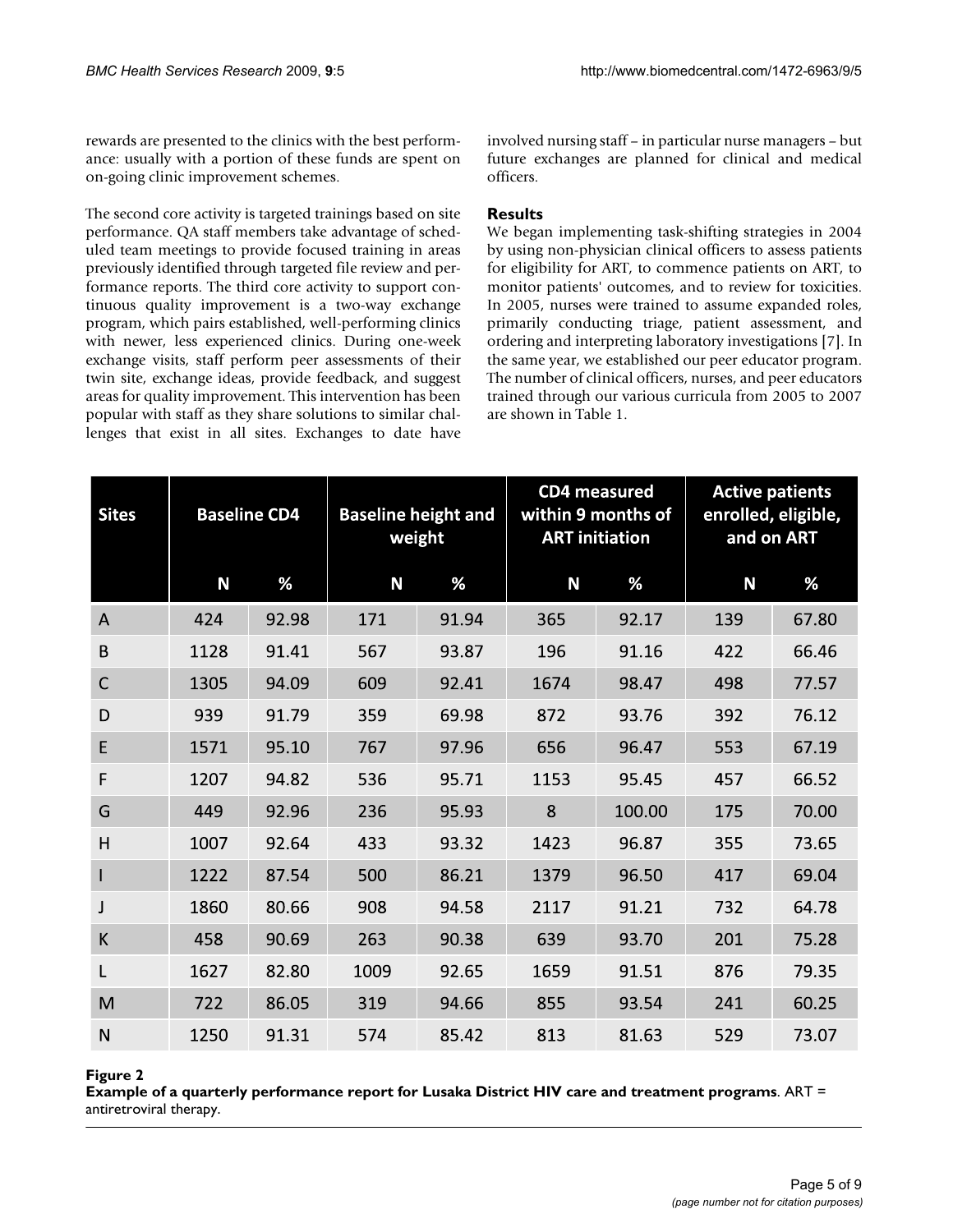rewards are presented to the clinics with the best performance: usually with a portion of these funds are spent on on-going clinic improvement schemes.

The second core activity is targeted trainings based on site performance. QA staff members take advantage of scheduled team meetings to provide focused training in areas previously identified through targeted file review and performance reports. The third core activity to support continuous quality improvement is a two-way exchange program, which pairs established, well-performing clinics with newer, less experienced clinics. During one-week exchange visits, staff perform peer assessments of their twin site, exchange ideas, provide feedback, and suggest areas for quality improvement. This intervention has been popular with staff as they share solutions to similar challenges that exist in all sites. Exchanges to date have involved nursing staff – in particular nurse managers – but future exchanges are planned for clinical and medical officers.

## Results

We began implementing task-shifting strategies in 2004 by using non-physician clinical officers to assess patients for eligibility for ART, to commence patients on ART, to monitor patients' outcomes, and to review for toxicities. In 2005, nurses were trained to assume expanded roles, primarily conducting triage, patient assessment, and ordering and interpreting laboratory investigations [7]. In the same year, we established our peer educator program. The number of clinical officers, nurses, and peer educators trained through our various curricula from 2005 to 2007 are shown in Table 1.

| Sites | Baseline CD4 | | Baseline height and weight | | CD4 measured within 9 months of ART initiation | | Active patients enrolled, eligible, and on ART | |
|---|---|---|---|---|---|---|---|---|
| | N | % | N | % | N | % | N | % |
| A | 424 | 92.98 | 171 | 91.94 | 365 | 92.17 | 139 | 67.80 |
| B | 1128 | 91.41 | 567 | 93.87 | 196 | 91.16 | 422 | 66.46 |
| C | 1305 | 94.09 | 609 | 92.41 | 1674 | 98.47 | 498 | 77.57 |
| D | 939 | 91.79 | 359 | 69.98 | 872 | 93.76 | 392 | 76.12 |
| E | 1571 | 95.10 | 767 | 97.96 | 656 | 96.47 | 553 | 67.19 |
| F | 1207 | 94.82 | 536 | 95.71 | 1153 | 95.45 | 457 | 66.52 |
| G | 449 | 92.96 | 236 | 95.93 | 8 | 100.00 | 175 | 70.00 |
| H | 1007 | 92.64 | 433 | 93.32 | 1423 | 96.87 | 355 | 73.65 |
| I | 1222 | 87.54 | 500 | 86.21 | 1379 | 96.50 | 417 | 69.04 |
| J | 1860 | 80.66 | 908 | 94.58 | 2117 | 91.21 | 732 | 64.78 |
| K | 458 | 90.69 | 263 | 90.38 | 639 | 93.70 | 201 | 75.28 |
| L | 1627 | 82.80 | 1009 | 92.65 | 1659 | 91.51 | 876 | 79.35 |
| M | 722 | 86.05 | 319 | 94.66 | 855 | 93.54 | 241 | 60.25 |
| N | 1250 | 91.31 | 574 | 85.42 | 813 | 81.63 | 529 | 73.07 |

**Figure 2**

**Example of a quarterly performance report for Lusaka District HIV care and treatment programs**. ART = antiretroviral therapy.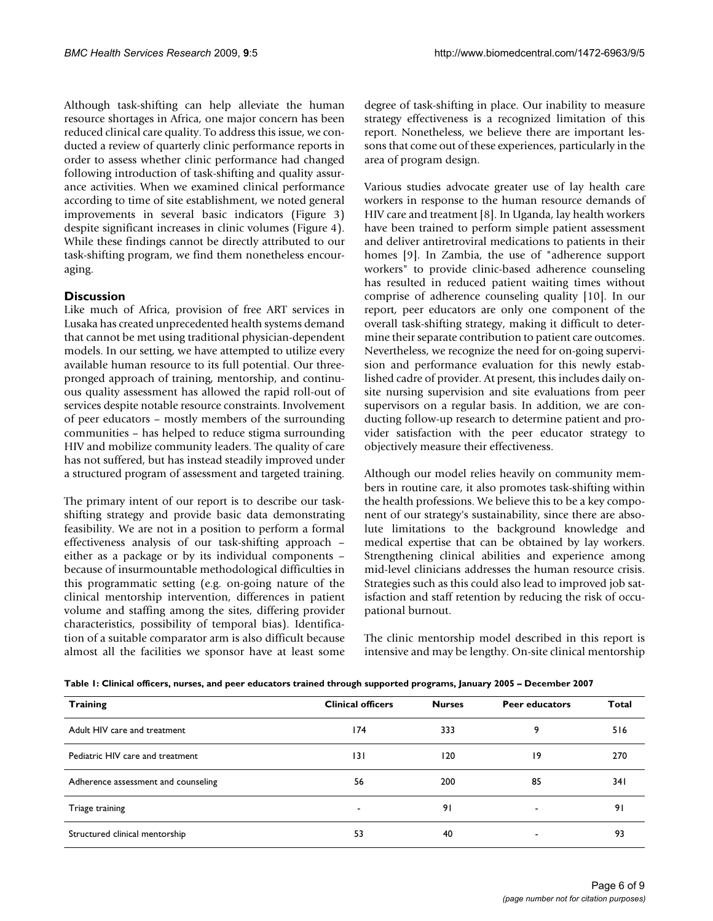Although task-shifting can help alleviate the human resource shortages in Africa, one major concern has been reduced clinical care quality. To address this issue, we conducted a review of quarterly clinic performance reports in order to assess whether clinic performance had changed following introduction of task-shifting and quality assurance activities. When we examined clinical performance according to time of site establishment, we noted general improvements in several basic indicators (Figure 3) despite significant increases in clinic volumes (Figure 4). While these findings cannot be directly attributed to our task-shifting program, we find them nonetheless encouraging.

## Discussion

Like much of Africa, provision of free ART services in Lusaka has created unprecedented health systems demand that cannot be met using traditional physician-dependent models. In our setting, we have attempted to utilize every available human resource to its full potential. Our three-pronged approach of training, mentorship, and continuous quality assessment has allowed the rapid roll-out of services despite notable resource constraints. Involvement of peer educators – mostly members of the surrounding communities – has helped to reduce stigma surrounding HIV and mobilize community leaders. The quality of care has not suffered, but has instead steadily improved under a structured program of assessment and targeted training.

The primary intent of our report is to describe our task-shifting strategy and provide basic data demonstrating feasibility. We are not in a position to perform a formal effectiveness analysis of our task-shifting approach – either as a package or by its individual components – because of insurmountable methodological difficulties in this programmatic setting (e.g. on-going nature of the clinical mentorship intervention, differences in patient volume and staffing among the sites, differing provider characteristics, possibility of temporal bias). Identification of a suitable comparator arm is also difficult because almost all the facilities we sponsor have at least some degree of task-shifting in place. Our inability to measure strategy effectiveness is a recognized limitation of this report. Nonetheless, we believe there are important lessons that come out of these experiences, particularly in the area of program design.

Various studies advocate greater use of lay health care workers in response to the human resource demands of HIV care and treatment [8]. In Uganda, lay health workers have been trained to perform simple patient assessment and deliver antiretroviral medications to patients in their homes [9]. In Zambia, the use of "adherence support workers" to provide clinic-based adherence counseling has resulted in reduced patient waiting times without comprise of adherence counseling quality [10]. In our report, peer educators are only one component of the overall task-shifting strategy, making it difficult to determine their separate contribution to patient care outcomes. Nevertheless, we recognize the need for on-going supervision and performance evaluation for this newly established cadre of provider. At present, this includes daily on-site nursing supervision and site evaluations from peer supervisors on a regular basis. In addition, we are conducting follow-up research to determine patient and provider satisfaction with the peer educator strategy to objectively measure their effectiveness.

Although our model relies heavily on community members in routine care, it also promotes task-shifting within the health professions. We believe this to be a key component of our strategy's sustainability, since there are absolute limitations to the background knowledge and medical expertise that can be obtained by lay workers. Strengthening clinical abilities and experience among mid-level clinicians addresses the human resource crisis. Strategies such as this could also lead to improved job satisfaction and staff retention by reducing the risk of occupational burnout.

The clinic mentorship model described in this report is intensive and may be lengthy. On-site clinical mentorship

**Table 1: Clinical officers, nurses, and peer educators trained through supported programs, January 2005 – December 2007**

| Training | Clinical officers | Nurses | Peer educators | Total |
|---|---|---|---|---|
| Adult HIV care and treatment | 174 | 333 | 9 | 516 |
| Pediatric HIV care and treatment | 131 | 120 | 19 | 270 |
| Adherence assessment and counseling | 56 | 200 | 85 | 341 |
| Triage training | - | 91 | - | 91 |
| Structured clinical mentorship | 53 | 40 | - | 93 |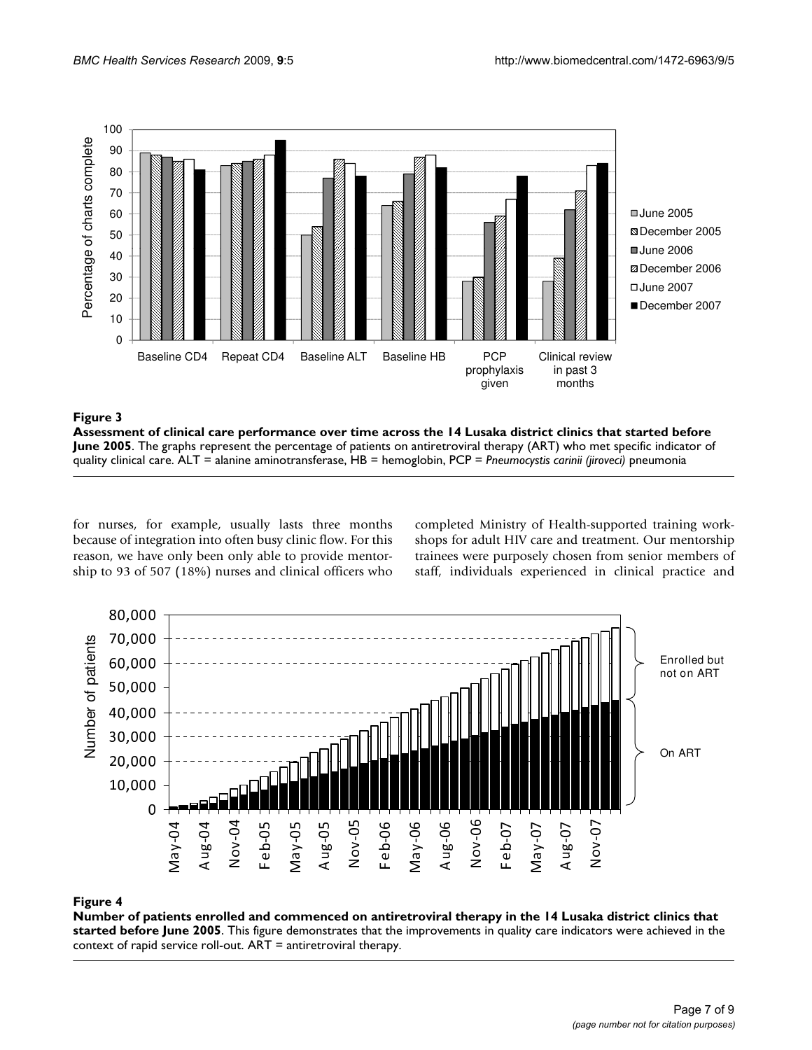**Figure 3**

**Assessment of clinical care performance over time across the 14 Lusaka district clinics that started before June 2005**. The graphs represent the percentage of patients on antiretroviral therapy (ART) who met specific indicator of quality clinical care. ALT = alanine aminotransferase, HB = hemoglobin, PCP = *Pneumocystis carinii (jiroveci)* pneumonia

for nurses, for example, usually lasts three months because of integration into often busy clinic flow. For this reason, we have only been only able to provide mentorship to 93 of 507 (18%) nurses and clinical officers who completed Ministry of Health-supported training workshops for adult HIV care and treatment. Our mentorship trainees were purposely chosen from senior members of staff, individuals experienced in clinical practice and

**Figure 4**

**Number of patients enrolled and commenced on antiretroviral therapy in the 14 Lusaka district clinics that started before June 2005**. This figure demonstrates that the improvements in quality care indicators were achieved in the context of rapid service roll-out. ART = antiretroviral therapy.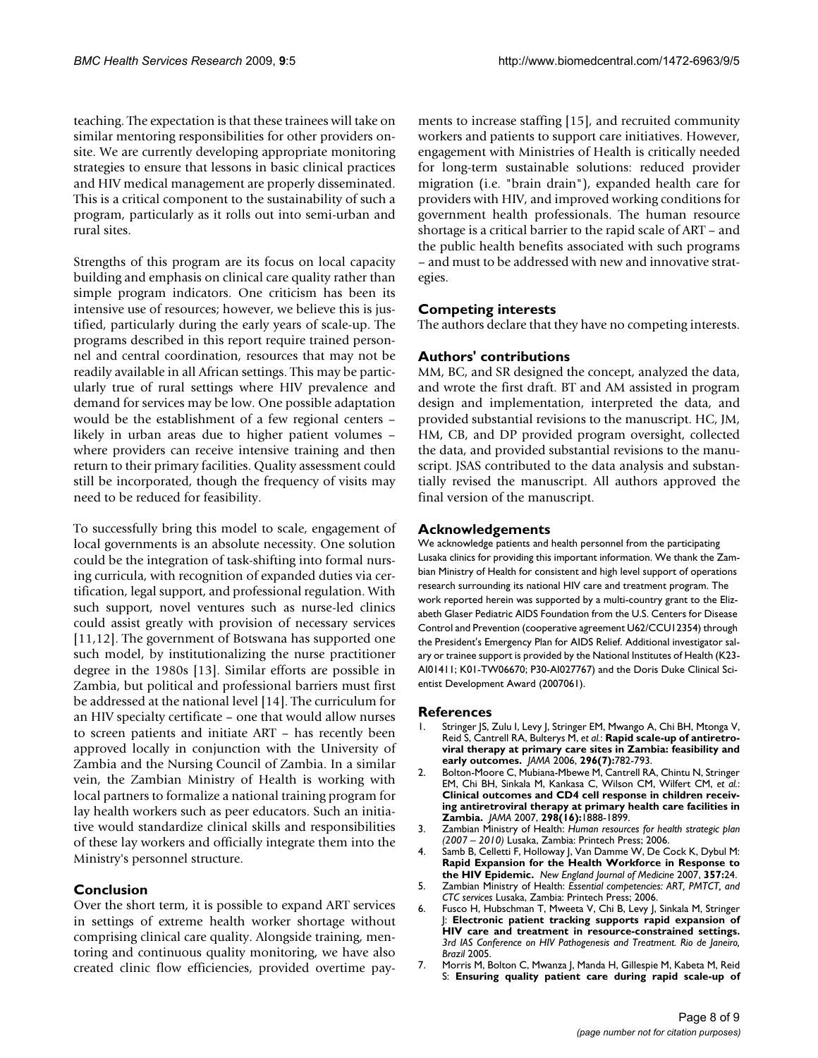teaching. The expectation is that these trainees will take on similar mentoring responsibilities for other providers on-site. We are currently developing appropriate monitoring strategies to ensure that lessons in basic clinical practices and HIV medical management are properly disseminated. This is a critical component to the sustainability of such a program, particularly as it rolls out into semi-urban and rural sites.

Strengths of this program are its focus on local capacity building and emphasis on clinical care quality rather than simple program indicators. One criticism has been its intensive use of resources; however, we believe this is justified, particularly during the early years of scale-up. The programs described in this report require trained personnel and central coordination, resources that may not be readily available in all African settings. This may be particularly true of rural settings where HIV prevalence and demand for services may be low. One possible adaptation would be the establishment of a few regional centers – likely in urban areas due to higher patient volumes – where providers can receive intensive training and then return to their primary facilities. Quality assessment could still be incorporated, though the frequency of visits may need to be reduced for feasibility.

To successfully bring this model to scale, engagement of local governments is an absolute necessity. One solution could be the integration of task-shifting into formal nursing curricula, with recognition of expanded duties via certification, legal support, and professional regulation. With such support, novel ventures such as nurse-led clinics could assist greatly with provision of necessary services [11,12]. The government of Botswana has supported one such model, by institutionalizing the nurse practitioner degree in the 1980s [13]. Similar efforts are possible in Zambia, but political and professional barriers must first be addressed at the national level [14]. The curriculum for an HIV specialty certificate – one that would allow nurses to screen patients and initiate ART – has recently been approved locally in conjunction with the University of Zambia and the Nursing Council of Zambia. In a similar vein, the Zambian Ministry of Health is working with local partners to formalize a national training program for lay health workers such as peer educators. Such an initiative would standardize clinical skills and responsibilities of these lay workers and officially integrate them into the Ministry's personnel structure.

## Conclusion

Over the short term, it is possible to expand ART services in settings of extreme health worker shortage without comprising clinical care quality. Alongside training, mentoring and continuous quality monitoring, we have also created clinic flow efficiencies, provided overtime payments to increase staffing [15], and recruited community workers and patients to support care initiatives. However, engagement with Ministries of Health is critically needed for long-term sustainable solutions: reduced provider migration (i.e. "brain drain"), expanded health care for providers with HIV, and improved working conditions for government health professionals. The human resource shortage is a critical barrier to the rapid scale of ART – and the public health benefits associated with such programs – and must to be addressed with new and innovative strategies.

## Competing interests

The authors declare that they have no competing interests.

## Authors' contributions

MM, BC, and SR designed the concept, analyzed the data, and wrote the first draft. BT and AM assisted in program design and implementation, interpreted the data, and provided substantial revisions to the manuscript. HC, JM, HM, CB, and DP provided program oversight, collected the data, and provided substantial revisions to the manuscript. JSAS contributed to the data analysis and substantially revised the manuscript. All authors approved the final version of the manuscript.

## Acknowledgements

We acknowledge patients and health personnel from the participating Lusaka clinics for providing this important information. We thank the Zambian Ministry of Health for consistent and high level support of operations research surrounding its national HIV care and treatment program. The work reported herein was supported by a multi-country grant to the Elizabeth Glaser Pediatric AIDS Foundation from the U.S. Centers for Disease Control and Prevention (cooperative agreement U62/CCU12354) through the President's Emergency Plan for AIDS Relief. Additional investigator salary or trainee support is provided by the National Institutes of Health (K23-AI01411; K01-TW06670; P30-AI027767) and the Doris Duke Clinical Scientist Development Award (2007061).

## References

1. Stringer JS, Zulu I, Levy J, Stringer EM, Mwango A, Chi BH, Mtonga V, Reid S, Cantrell RA, Bulterys M, *et al.*: **Rapid scale-up of antiretroviral therapy at primary care sites in Zambia: feasibility and early outcomes.** *JAMA* 2006, **296(7):**782-793.
2. Bolton-Moore C, Mubiana-Mbewe M, Cantrell RA, Chintu N, Stringer EM, Chi BH, Sinkala M, Kankasa C, Wilson CM, Wilfert CM, *et al.*: **Clinical outcomes and CD4 cell response in children receiving antiretroviral therapy at primary health care facilities in Zambia.** *JAMA* 2007, **298(16):**1888-1899.
3. Zambian Ministry of Health: *Human resources for health strategic plan (2007 – 2010)* Lusaka, Zambia: Printech Press; 2006.
4. Samb B, Celletti F, Holloway J, Van Damme W, De Cock K, Dybul M: **Rapid Expansion for the Health Workforce in Response to the HIV Epidemic.** *New England Journal of Medicine* 2007, **357:**24.
5. Zambian Ministry of Health: *Essential competencies: ART, PMTCT, and CTC services* Lusaka, Zambia: Printech Press; 2006.
6. Fusco H, Hubschman T, Mweeta V, Chi B, Levy J, Sinkala M, Stringer J: **Electronic patient tracking supports rapid expansion of HIV care and treatment in resource-constrained settings.** *3rd IAS Conference on HIV Pathogenesis and Treatment. Rio de Janeiro, Brazil* 2005.
7. Morris M, Bolton C, Mwanza J, Manda H, Gillespie M, Kabeta M, Reid S: **Ensuring quality patient care during rapid scale-up of**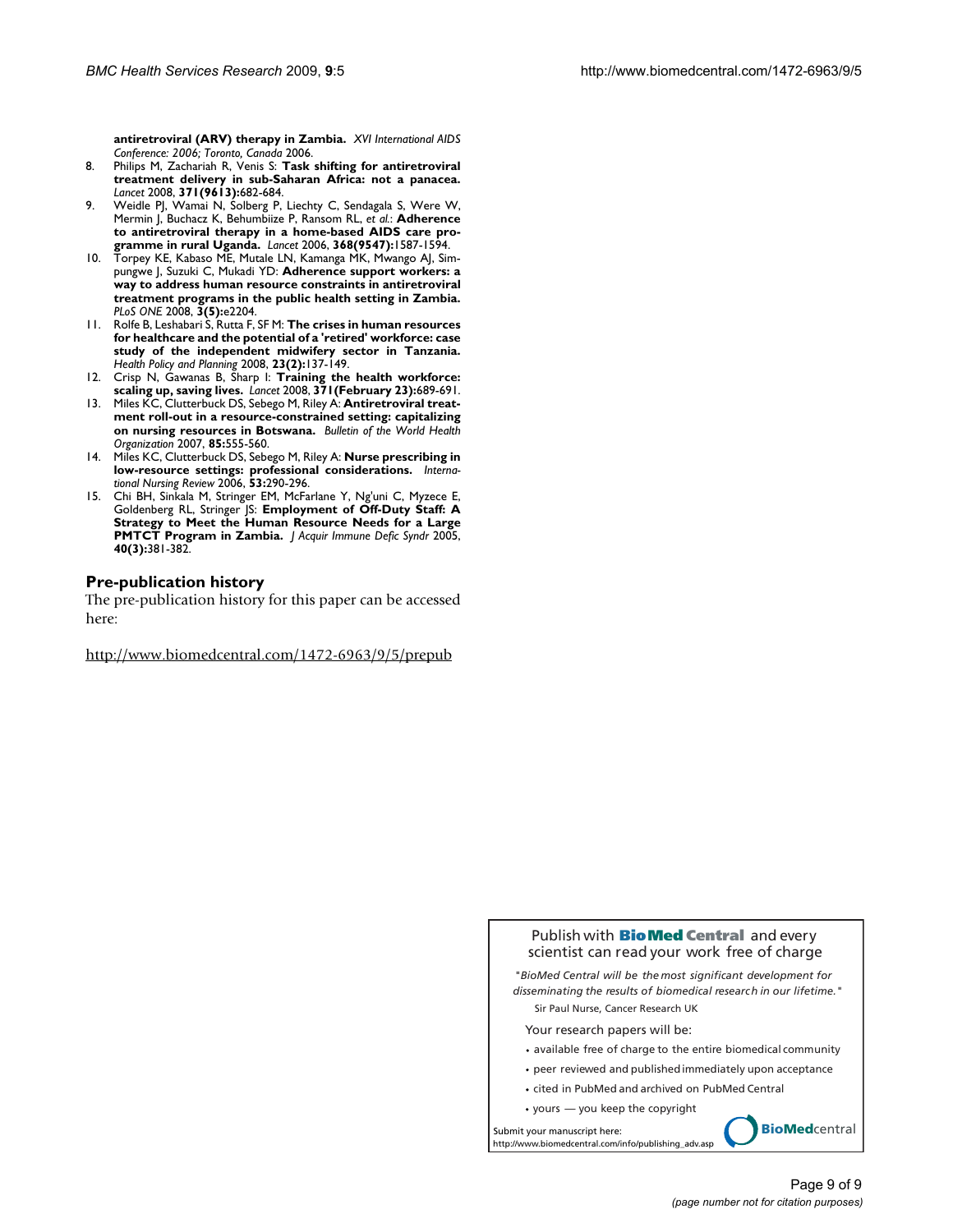antiretroviral (ARV) therapy in Zambia. *XVI International AIDS Conference: 2006; Toronto, Canada* 2006.

8. Philips M, Zachariah R, Venis S: **Task shifting for antiretroviral treatment delivery in sub-Saharan Africa: not a panacea.** *Lancet* 2008, **371(9613):**682-684.
9. Weidle PJ, Wamai N, Solberg P, Liechty C, Sendagala S, Were W, Mermin J, Buchacz K, Behumbiize P, Ransom RL, *et al.*: **Adherence to antiretroviral therapy in a home-based AIDS care programme in rural Uganda.** *Lancet* 2006, **368(9547):**1587-1594.
10. Torpey KE, Kabaso ME, Mutale LN, Kamanga MK, Mwango AJ, Simpungwe J, Suzuki C, Mukadi YD: **Adherence support workers: a way to address human resource constraints in antiretroviral treatment programs in the public health setting in Zambia.** *PLoS ONE* 2008, **3(5):**e2204.
11. Rolfe B, Leshabari S, Rutta F, SF M: **The crises in human resources for healthcare and the potential of a 'retired' workforce: case study of the independent midwifery sector in Tanzania.** *Health Policy and Planning* 2008, **23(2):**137-149.
12. Crisp N, Gawanas B, Sharp I: **Training the health workforce: scaling up, saving lives.** *Lancet* 2008, **371(February 23):**689-691.
13. Miles KC, Clutterbuck DS, Sebego M, Riley A: **Antiretroviral treatment roll-out in a resource-constrained setting: capitalizing on nursing resources in Botswana.** *Bulletin of the World Health Organization* 2007, **85:**555-560.
14. Miles KC, Clutterbuck DS, Sebego M, Riley A: **Nurse prescribing in low-resource settings: professional considerations.** *International Nursing Review* 2006, **53:**290-296.
15. Chi BH, Sinkala M, Stringer EM, McFarlane Y, Ng'uni C, Myzece E, Goldenberg RL, Stringer JS: **Employment of Off-Duty Staff: A Strategy to Meet the Human Resource Needs for a Large PMTCT Program in Zambia.** *J Acquir Immune Defic Syndr* 2005, **40(3):**381-382.

## Pre-publication history

The pre-publication history for this paper can be accessed here:

http://www.biomedcentral.com/1472-6963/9/5/prepub

Publish with **BioMed Central** and every scientist can read your work free of charge

*"BioMed Central will be the most significant development for disseminating the results of biomedical research in our lifetime."*

Sir Paul Nurse, Cancer Research UK

Your research papers will be:

- available free of charge to the entire biomedical community
- peer reviewed and published immediately upon acceptance
- cited in PubMed and archived on PubMed Central
- yours — you keep the copyright

Submit your manuscript here:
http://www.biomedcentral.com/info/publishing_adv.asp

BioMedcentral